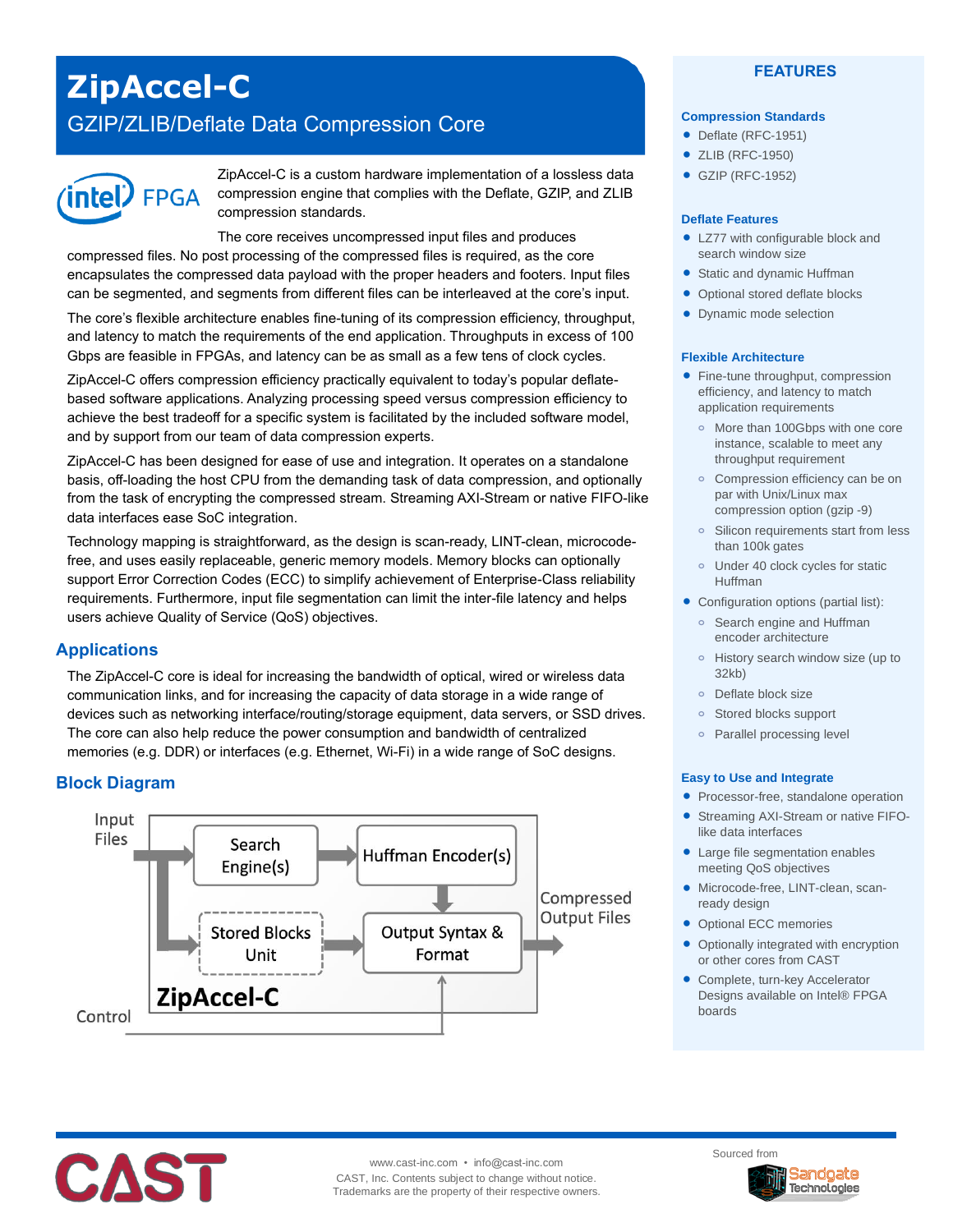# ZipAccel-C

## GZIP/ZLIB/Deflate Data Compression Core

ZipAccel-C is a custom hardware implementation of a lossless data compression engine that complies with the Deflate, GZIP, and ZLIB compression standards.

The core receives uncompressed input files and produces compressed files. No post processing of the compressed files is required, as the core encapsulates the compressed data payload with the proper headers and footers. Input files can be segmented, and segments from different files can be interleaved at the core's input.

The core's flexible architecture enables fine-tuning of its compression efficiency, throughput, and latency to match the requirements of the end application. Throughputs in excess of 100 Gbps are feasible in FPGAs, and latency can be as small as a few tens of clock cycles.

ZipAccel-C offers compression efficiency practically equivalent to today's popular deflate-based software applications. Analyzing processing speed versus compression efficiency to achieve the best tradeoff for a specific system is facilitated by the included software model, and by support from our team of data compression experts.

ZipAccel-C has been designed for ease of use and integration. It operates on a standalone basis, off-loading the host CPU from the demanding task of data compression, and optionally from the task of encrypting the compressed stream. Streaming AXI-Stream or native FIFO-like data interfaces ease SoC integration.

Technology mapping is straightforward, as the design is scan-ready, LINT-clean, microcode-free, and uses easily replaceable, generic memory models. Memory blocks can optionally support Error Correction Codes (ECC) to simplify achievement of Enterprise-Class reliability requirements. Furthermore, input file segmentation can limit the inter-file latency and helps users achieve Quality of Service (QoS) objectives.

## Applications

The ZipAccel-C core is ideal for increasing the bandwidth of optical, wired or wireless data communication links, and for increasing the capacity of data storage in a wide range of devices such as networking interface/routing/storage equipment, data servers, or SSD drives. The core can also help reduce the power consumption and bandwidth of centralized memories (e.g. DDR) or interfaces (e.g. Ethernet, Wi-Fi) in a wide range of SoC designs.

## Block Diagram

Input Files → Search Engine(s) → Huffman Encoder(s) → Output Syntax & Format → Compressed Output Files

Input Files → Stored Blocks Unit → Output Syntax & Format

Control → Output Syntax & Format

ZipAccel-C

## FEATURES

### Compression Standards

- Deflate (RFC-1951)
- ZLIB (RFC-1950)
- GZIP (RFC-1952)

### Deflate Features

- LZ77 with configurable block and search window size
- Static and dynamic Huffman
- Optional stored deflate blocks
- Dynamic mode selection

### Flexible Architecture

- Fine-tune throughput, compression efficiency, and latency to match application requirements
  - More than 100Gbps with one core instance, scalable to meet any throughput requirement
  - Compression efficiency can be on par with Unix/Linux max compression option (gzip -9)
  - Silicon requirements start from less than 100k gates
  - Under 40 clock cycles for static Huffman
- Configuration options (partial list):
  - Search engine and Huffman encoder architecture
  - History search window size (up to 32kb)
  - Deflate block size
  - Stored blocks support
  - Parallel processing level

### Easy to Use and Integrate

- Processor-free, standalone operation
- Streaming AXI-Stream or native FIFO-like data interfaces
- Large file segmentation enables meeting QoS objectives
- Microcode-free, LINT-clean, scan-ready design
- Optional ECC memories
- Optionally integrated with encryption or other cores from CAST
- Complete, turn-key Accelerator Designs available on Intel® FPGA boards

www.cast-inc.com • info@cast-inc.com
CAST, Inc. Contents subject to change without notice.
Trademarks are the property of their respective owners.

Sourced from Sandgate Technologies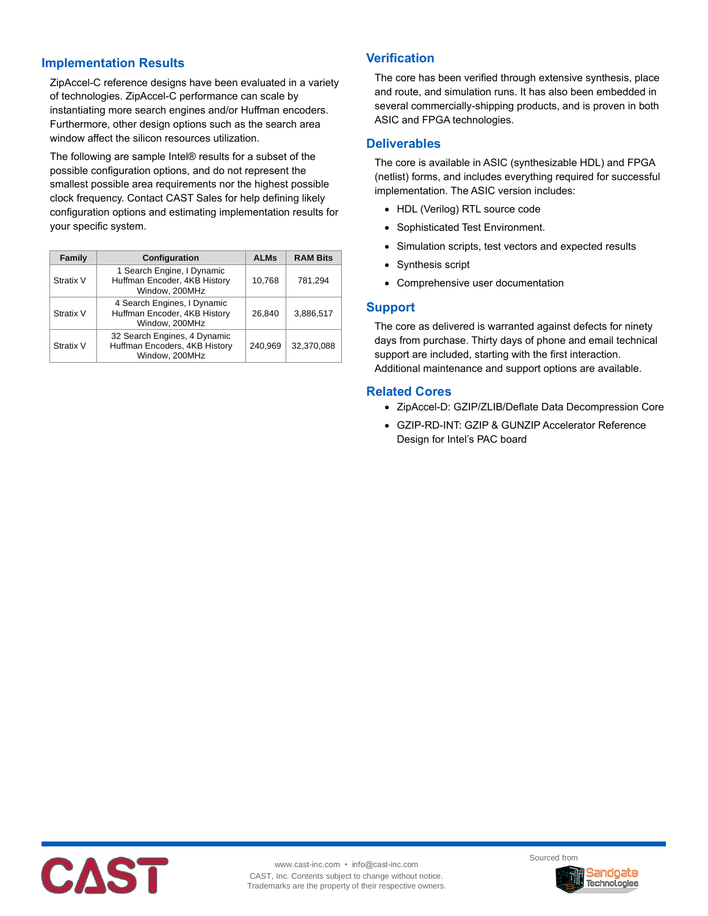## Implementation Results

ZipAccel-C reference designs have been evaluated in a variety of technologies. ZipAccel-C performance can scale by instantiating more search engines and/or Huffman encoders. Furthermore, other design options such as the search area window affect the silicon resources utilization.

The following are sample Intel® results for a subset of the possible configuration options, and do not represent the smallest possible area requirements nor the highest possible clock frequency. Contact CAST Sales for help defining likely configuration options and estimating implementation results for your specific system.

| Family | Configuration | ALMs | RAM Bits |
|---|---|---|---|
| Stratix V | 1 Search Engine, I Dynamic Huffman Encoder, 4KB History Window, 200MHz | 10,768 | 781,294 |
| Stratix V | 4 Search Engines, I Dynamic Huffman Encoder, 4KB History Window, 200MHz | 26,840 | 3,886,517 |
| Stratix V | 32 Search Engines, 4 Dynamic Huffman Encoders, 4KB History Window, 200MHz | 240,969 | 32,370,088 |

## Verification

The core has been verified through extensive synthesis, place and route, and simulation runs. It has also been embedded in several commercially-shipping products, and is proven in both ASIC and FPGA technologies.

## Deliverables

The core is available in ASIC (synthesizable HDL) and FPGA (netlist) forms, and includes everything required for successful implementation. The ASIC version includes:

- HDL (Verilog) RTL source code
- Sophisticated Test Environment.
- Simulation scripts, test vectors and expected results
- Synthesis script
- Comprehensive user documentation

## Support

The core as delivered is warranted against defects for ninety days from purchase. Thirty days of phone and email technical support are included, starting with the first interaction. Additional maintenance and support options are available.

## Related Cores

- ZipAccel-D: GZIP/ZLIB/Deflate Data Decompression Core
- GZIP-RD-INT: GZIP & GUNZIP Accelerator Reference Design for Intel's PAC board

CAST

www.cast-inc.com • info@cast-inc.com
CAST, Inc. Contents subject to change without notice.
Trademarks are the property of their respective owners.

Sourced from Sandgate Technologies